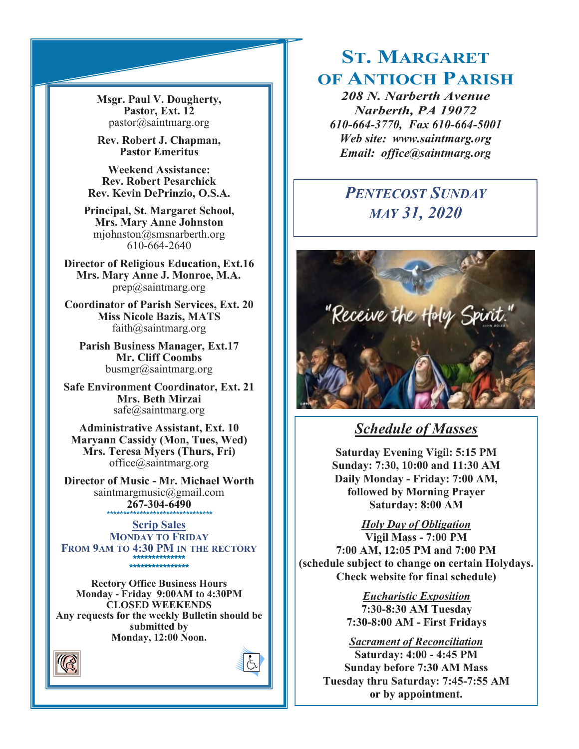# St. Margaret of Antioch Parish

***208 N. Narberth Avenue***
***Narberth, PA 19072***
***610-664-3770, Fax 610-664-5001***
***Web site: www.saintmarg.org***
***Email: office@saintmarg.org***

## *Pentecost Sunday*
## *May 31, 2020*

**Msgr. Paul V. Dougherty, Pastor, Ext. 12**
pastor@saintmarg.org

**Rev. Robert J. Chapman, Pastor Emeritus**

**Weekend Assistance:**
**Rev. Robert Pesarchick**
**Rev. Kevin DePrinzio, O.S.A.**

**Principal, St. Margaret School, Mrs. Mary Anne Johnston**
mjohnston@smsnarberth.org
610-664-2640

**Director of Religious Education, Ext.16**
**Mrs. Mary Anne J. Monroe, M.A.**
prep@saintmarg.org

**Coordinator of Parish Services, Ext. 20**
**Miss Nicole Bazis, MATS**
faith@saintmarg.org

**Parish Business Manager, Ext.17**
**Mr. Cliff Coombs**
busmgr@saintmarg.org

**Safe Environment Coordinator, Ext. 21**
**Mrs. Beth Mirzai**
safe@saintmarg.org

**Administrative Assistant, Ext. 10**
**Maryann Cassidy (Mon, Tues, Wed)**
**Mrs. Teresa Myers (Thurs, Fri)**
office@saintmarg.org

**Director of Music - Mr. Michael Worth**
saintmargmusic@gmail.com
**267-304-6490**

**Scrip Sales**
**Monday to Friday**
**From 9AM to 4:30 PM in the Rectory**

**Rectory Office Business Hours**
**Monday - Friday 9:00AM to 4:30PM**
**CLOSED WEEKENDS**
**Any requests for the weekly Bulletin should be submitted by**
**Monday, 12:00 Noon.**

## *Schedule of Masses*

**Saturday Evening Vigil: 5:15 PM**
**Sunday: 7:30, 10:00 and 11:30 AM**
**Daily Monday - Friday: 7:00 AM, followed by Morning Prayer**
**Saturday: 8:00 AM**

***Holy Day of Obligation***
**Vigil Mass - 7:00 PM**
**7:00 AM, 12:05 PM and 7:00 PM**
**(schedule subject to change on certain Holydays. Check website for final schedule)**

***Eucharistic Exposition***
**7:30-8:30 AM Tuesday**
**7:30-8:00 AM - First Fridays**

***Sacrament of Reconciliation***
**Saturday: 4:00 - 4:45 PM**
**Sunday before 7:30 AM Mass**
**Tuesday thru Saturday: 7:45-7:55 AM**
**or by appointment.**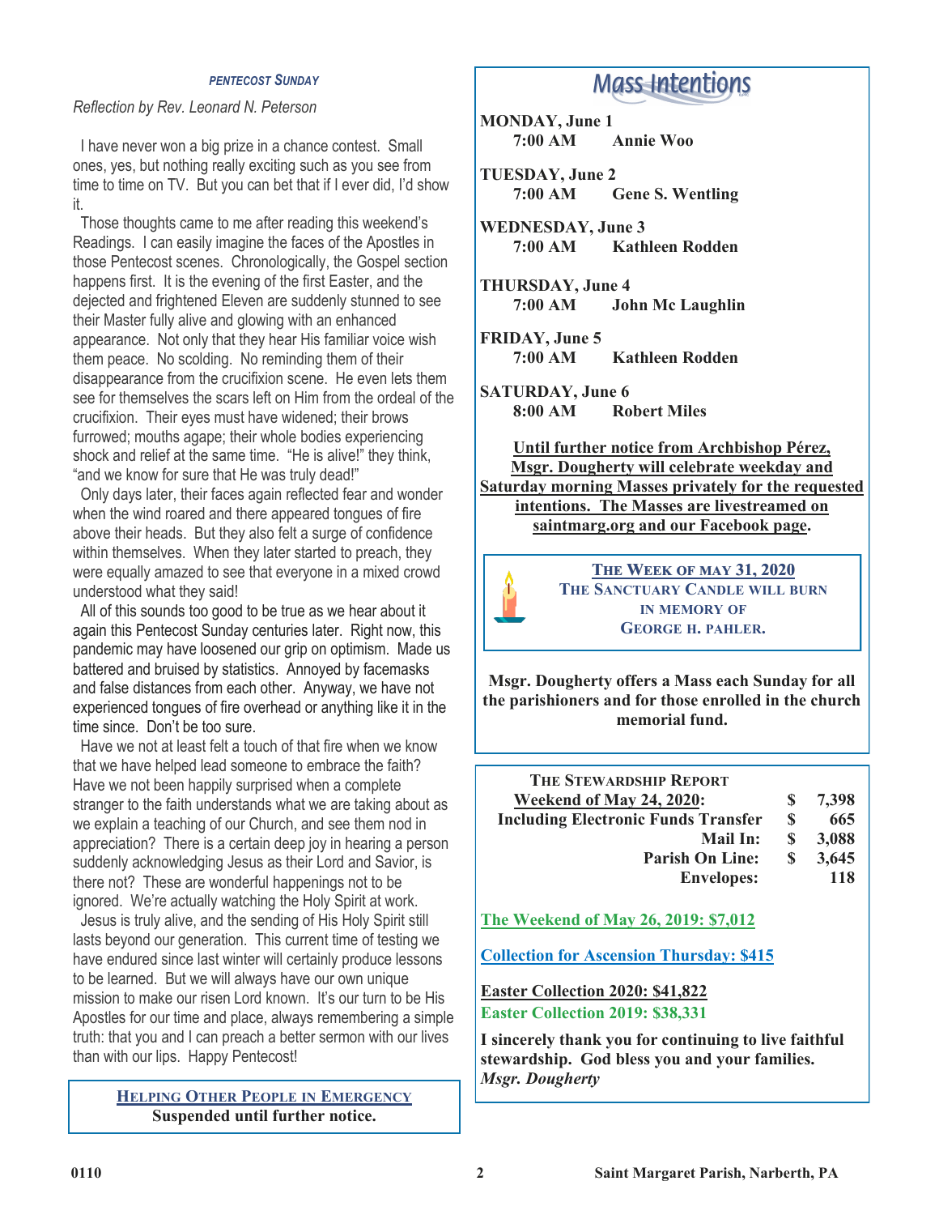### *PENTECOST SUNDAY*

*Reflection by Rev. Leonard N. Peterson*

I have never won a big prize in a chance contest. Small ones, yes, but nothing really exciting such as you see from time to time on TV. But you can bet that if I ever did, I'd show it.

Those thoughts came to me after reading this weekend's Readings. I can easily imagine the faces of the Apostles in those Pentecost scenes. Chronologically, the Gospel section happens first. It is the evening of the first Easter, and the dejected and frightened Eleven are suddenly stunned to see their Master fully alive and glowing with an enhanced appearance. Not only that they hear His familiar voice wish them peace. No scolding. No reminding them of their disappearance from the crucifixion scene. He even lets them see for themselves the scars left on Him from the ordeal of the crucifixion. Their eyes must have widened; their brows furrowed; mouths agape; their whole bodies experiencing shock and relief at the same time. "He is alive!" they think, "and we know for sure that He was truly dead!"

Only days later, their faces again reflected fear and wonder when the wind roared and there appeared tongues of fire above their heads. But they also felt a surge of confidence within themselves. When they later started to preach, they were equally amazed to see that everyone in a mixed crowd understood what they said!

All of this sounds too good to be true as we hear about it again this Pentecost Sunday centuries later. Right now, this pandemic may have loosened our grip on optimism. Made us battered and bruised by statistics. Annoyed by facemasks and false distances from each other. Anyway, we have not experienced tongues of fire overhead or anything like it in the time since. Don't be too sure.

Have we not at least felt a touch of that fire when we know that we have helped lead someone to embrace the faith? Have we not been happily surprised when a complete stranger to the faith understands what we are taking about as we explain a teaching of our Church, and see them nod in appreciation? There is a certain deep joy in hearing a person suddenly acknowledging Jesus as their Lord and Savior, is there not? These are wonderful happenings not to be ignored. We're actually watching the Holy Spirit at work.

Jesus is truly alive, and the sending of His Holy Spirit still lasts beyond our generation. This current time of testing we have endured since last winter will certainly produce lessons to be learned. But we will always have our own unique mission to make our risen Lord known. It's our turn to be His Apostles for our time and place, always remembering a simple truth: that you and I can preach a better sermon with our lives than with our lips. Happy Pentecost!

**HELPING OTHER PEOPLE IN EMERGENCY**
**Suspended until further notice.**

## Mass Intentions

**MONDAY, June 1**
**7:00 AM — Annie Woo**

**TUESDAY, June 2**
**7:00 AM — Gene S. Wentling**

**WEDNESDAY, June 3**
**7:00 AM — Kathleen Rodden**

**THURSDAY, June 4**
**7:00 AM — John Mc Laughlin**

**FRIDAY, June 5**
**7:00 AM — Kathleen Rodden**

**SATURDAY, June 6**
**8:00 AM — Robert Miles**

**Until further notice from Archbishop Pérez, Msgr. Dougherty will celebrate weekday and Saturday morning Masses privately for the requested intentions. The Masses are livestreamed on saintmarg.org and our Facebook page.**

**THE WEEK OF MAY 31, 2020**
**THE SANCTUARY CANDLE WILL BURN IN MEMORY OF GEORGE H. PAHLER.**

**Msgr. Dougherty offers a Mass each Sunday for all the parishioners and for those enrolled in the church memorial fund.**

**THE STEWARDSHIP REPORT**

| | | |
|---|---|---|
| **Weekend of May 24, 2020:** | **$** | **7,398** |
| **Including Electronic Funds Transfer** | **$** | **665** |
| **Mail In:** | **$** | **3,088** |
| **Parish On Line:** | **$** | **3,645** |
| **Envelopes:** | | **118** |

**The Weekend of May 26, 2019: $7,012**

**Collection for Ascension Thursday: $415**

**Easter Collection 2020: $41,822**
**Easter Collection 2019: $38,331**

**I sincerely thank you for continuing to live faithful stewardship. God bless you and your families.**
***Msgr. Dougherty***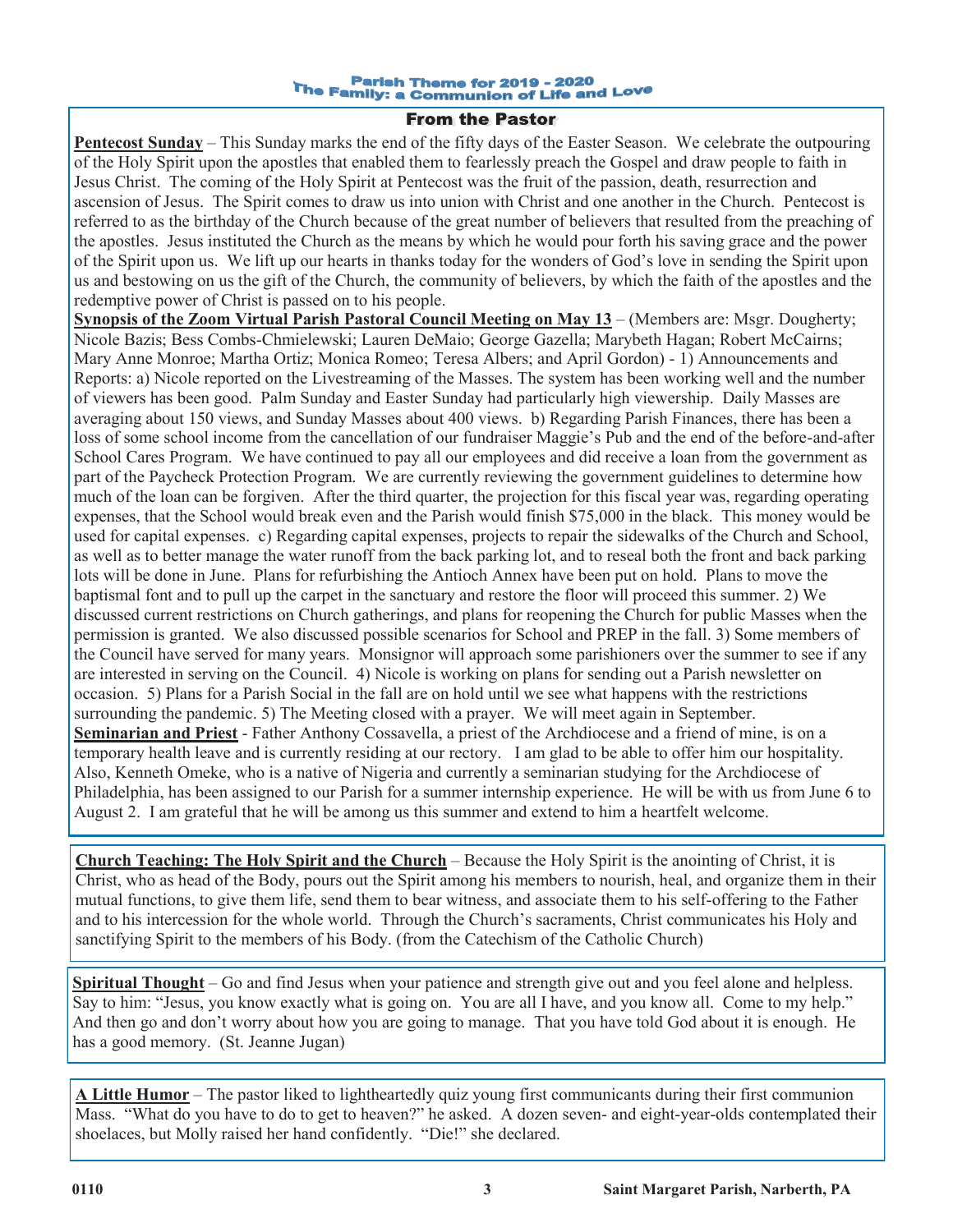Parish Theme for 2019 - 2020
The Family: a Communion of Life and Love

## From the Pastor

**Pentecost Sunday** – This Sunday marks the end of the fifty days of the Easter Season. We celebrate the outpouring of the Holy Spirit upon the apostles that enabled them to fearlessly preach the Gospel and draw people to faith in Jesus Christ. The coming of the Holy Spirit at Pentecost was the fruit of the passion, death, resurrection and ascension of Jesus. The Spirit comes to draw us into union with Christ and one another in the Church. Pentecost is referred to as the birthday of the Church because of the great number of believers that resulted from the preaching of the apostles. Jesus instituted the Church as the means by which he would pour forth his saving grace and the power of the Spirit upon us. We lift up our hearts in thanks today for the wonders of God's love in sending the Spirit upon us and bestowing on us the gift of the Church, the community of believers, by which the faith of the apostles and the redemptive power of Christ is passed on to his people.

**Synopsis of the Zoom Virtual Parish Pastoral Council Meeting on May 13** – (Members are: Msgr. Dougherty; Nicole Bazis; Bess Combs-Chmielewski; Lauren DeMaio; George Gazella; Marybeth Hagan; Robert McCairns; Mary Anne Monroe; Martha Ortiz; Monica Romeo; Teresa Albers; and April Gordon) - 1) Announcements and Reports: a) Nicole reported on the Livestreaming of the Masses. The system has been working well and the number of viewers has been good. Palm Sunday and Easter Sunday had particularly high viewership. Daily Masses are averaging about 150 views, and Sunday Masses about 400 views. b) Regarding Parish Finances, there has been a loss of some school income from the cancellation of our fundraiser Maggie's Pub and the end of the before-and-after School Cares Program. We have continued to pay all our employees and did receive a loan from the government as part of the Paycheck Protection Program. We are currently reviewing the government guidelines to determine how much of the loan can be forgiven. After the third quarter, the projection for this fiscal year was, regarding operating expenses, that the School would break even and the Parish would finish $75,000 in the black. This money would be used for capital expenses. c) Regarding capital expenses, projects to repair the sidewalks of the Church and School, as well as to better manage the water runoff from the back parking lot, and to reseal both the front and back parking lots will be done in June. Plans for refurbishing the Antioch Annex have been put on hold. Plans to move the baptismal font and to pull up the carpet in the sanctuary and restore the floor will proceed this summer. 2) We discussed current restrictions on Church gatherings, and plans for reopening the Church for public Masses when the permission is granted. We also discussed possible scenarios for School and PREP in the fall. 3) Some members of the Council have served for many years. Monsignor will approach some parishioners over the summer to see if any are interested in serving on the Council. 4) Nicole is working on plans for sending out a Parish newsletter on occasion. 5) Plans for a Parish Social in the fall are on hold until we see what happens with the restrictions surrounding the pandemic. 5) The Meeting closed with a prayer. We will meet again in September.

**Seminarian and Priest** - Father Anthony Cossavella, a priest of the Archdiocese and a friend of mine, is on a temporary health leave and is currently residing at our rectory. I am glad to be able to offer him our hospitality. Also, Kenneth Omeke, who is a native of Nigeria and currently a seminarian studying for the Archdiocese of Philadelphia, has been assigned to our Parish for a summer internship experience. He will be with us from June 6 to August 2. I am grateful that he will be among us this summer and extend to him a heartfelt welcome.

**Church Teaching: The Holy Spirit and the Church** – Because the Holy Spirit is the anointing of Christ, it is Christ, who as head of the Body, pours out the Spirit among his members to nourish, heal, and organize them in their mutual functions, to give them life, send them to bear witness, and associate them to his self-offering to the Father and to his intercession for the whole world. Through the Church's sacraments, Christ communicates his Holy and sanctifying Spirit to the members of his Body. (from the Catechism of the Catholic Church)

**Spiritual Thought** – Go and find Jesus when your patience and strength give out and you feel alone and helpless. Say to him: "Jesus, you know exactly what is going on. You are all I have, and you know all. Come to my help." And then go and don't worry about how you are going to manage. That you have told God about it is enough. He has a good memory. (St. Jeanne Jugan)

**A Little Humor** – The pastor liked to lightheartedly quiz young first communicants during their first communion Mass. "What do you have to do to get to heaven?" he asked. A dozen seven- and eight-year-olds contemplated their shoelaces, but Molly raised her hand confidently. "Die!" she declared.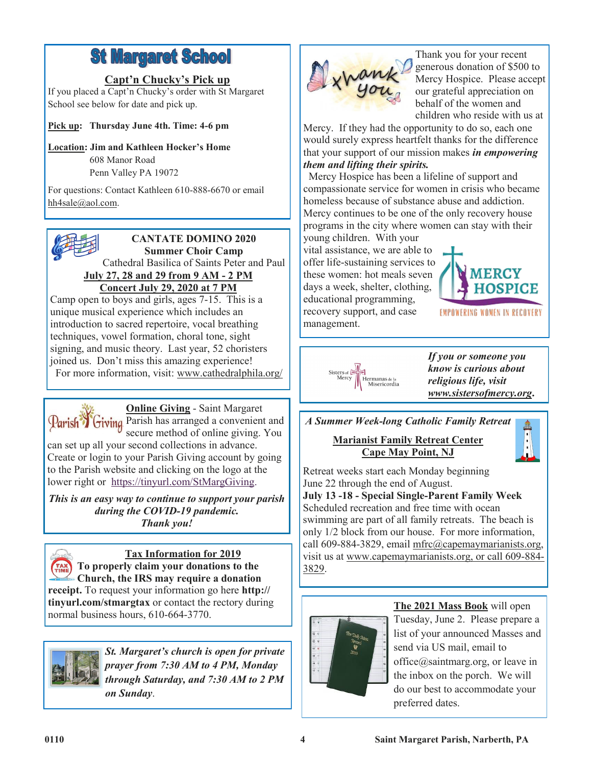# St Margaret School

**Capt'n Chucky's Pick up**

If you placed a Capt'n Chucky's order with St Margaret School see below for date and pick up.

**Pick up: Thursday June 4th. Time: 4-6 pm**

**Location: Jim and Kathleen Hocker's Home**
608 Manor Road
Penn Valley PA 19072

For questions: Contact Kathleen 610-888-6670 or email hh4sale@aol.com.

---

**CANTATE DOMINO 2020**
**Summer Choir Camp**
Cathedral Basilica of Saints Peter and Paul
**July 27, 28 and 29 from 9 AM - 2 PM**
**Concert July 29, 2020 at 7 PM**

Camp open to boys and girls, ages 7-15. This is a unique musical experience which includes an introduction to sacred repertoire, vocal breathing techniques, vowel formation, choral tone, sight signing, and music theory. Last year, 52 choristers joined us. Don't miss this amazing experience!
For more information, visit: www.cathedralphila.org/

---

**Online Giving** - Saint Margaret Parish has arranged a convenient and secure method of online giving. You can set up all your second collections in advance. Create or login to your Parish Giving account by going to the Parish website and clicking on the logo at the lower right or https://tinyurl.com/StMargGiving.

***This is an easy way to continue to support your parish during the COVID-19 pandemic. Thank you!***

---

**Tax Information for 2019**

**To properly claim your donations to the Church, the IRS may require a donation receipt.** To request your information go here **http://tinyurl.com/stmargtax** or contact the rectory during normal business hours, 610-664-3770.

---

***St. Margaret's church is open for private prayer from 7:30 AM to 4 PM, Monday through Saturday, and 7:30 AM to 2 PM on Sunday.***

---

Thank you for your recent generous donation of $500 to Mercy Hospice. Please accept our grateful appreciation on behalf of the women and children who reside with us at Mercy. If they had the opportunity to do so, each one would surely express heartfelt thanks for the difference that your support of our mission makes ***in empowering them and lifting their spirits.***

Mercy Hospice has been a lifeline of support and compassionate service for women in crisis who became homeless because of substance abuse and addiction. Mercy continues to be one of the only recovery house programs in the city where women can stay with their young children. With your vital assistance, we are able to offer life-sustaining services to these women: hot meals seven days a week, shelter, clothing, educational programming, recovery support, and case management.

MERCY HOSPICE
EMPOWERING WOMEN IN RECOVERY

---

***If you or someone you know is curious about religious life, visit www.sistersofmercy.org.***

---

***A Summer Week-long Catholic Family Retreat***

**Marianist Family Retreat Center**
**Cape May Point, NJ**

Retreat weeks start each Monday beginning June 22 through the end of August.
**July 13 -18 - Special Single-Parent Family Week**
Scheduled recreation and free time with ocean swimming are part of all family retreats. The beach is only 1/2 block from our house. For more information, call 609-884-3829, email mfrc@capemaymarianists.org, visit us at www.capemaymarianists.org, or call 609-884-3829.

---

**The 2021 Mass Book** will open Tuesday, June 2. Please prepare a list of your announced Masses and send via US mail, email to office@saintmarg.org, or leave in the inbox on the porch. We will do our best to accommodate your preferred dates.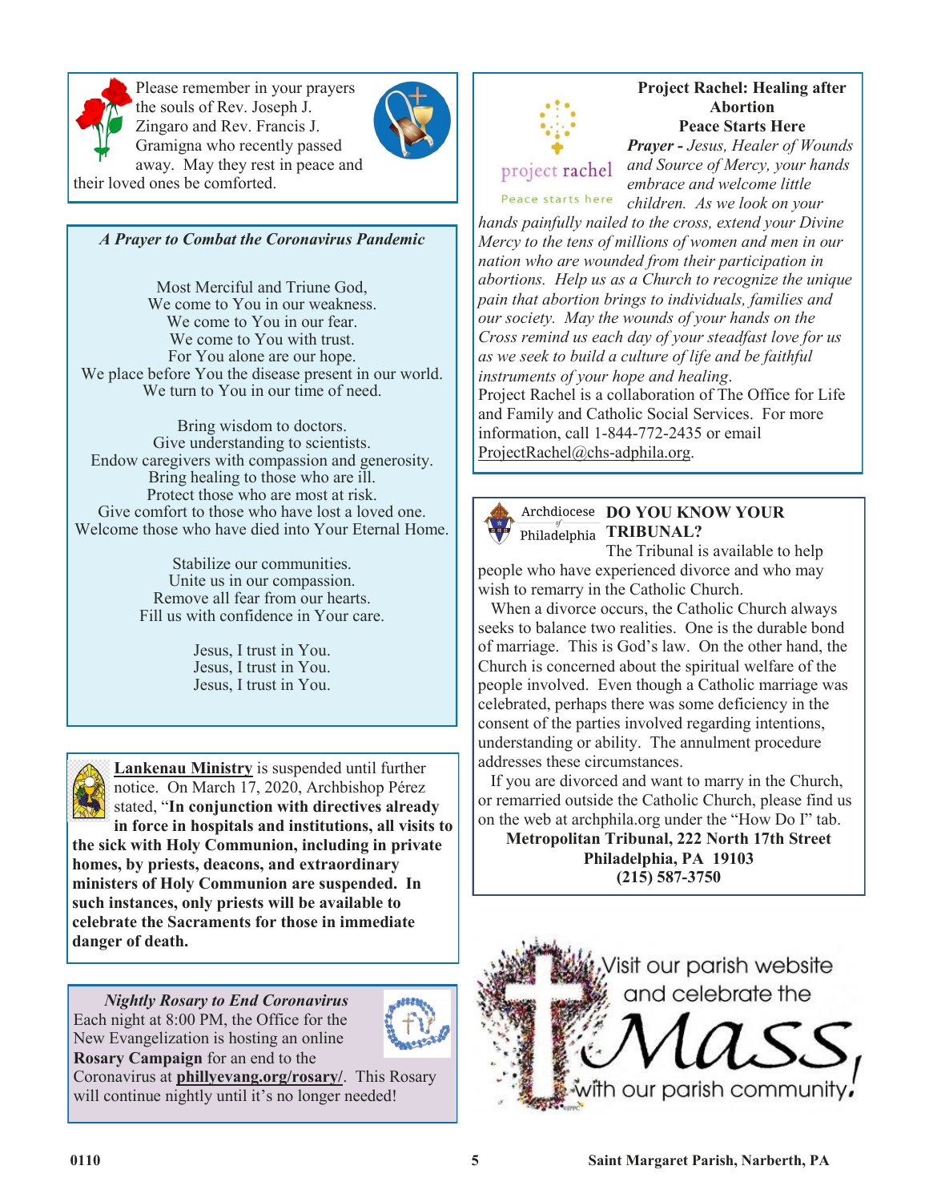Please remember in your prayers the souls of Rev. Joseph J. Zingaro and Rev. Francis J. Gramigna who recently passed away. May they rest in peace and their loved ones be comforted.

### *A Prayer to Combat the Coronavirus Pandemic*

Most Merciful and Triune God,
We come to You in our weakness.
We come to You in our fear.
We come to You with trust.
For You alone are our hope.
We place before You the disease present in our world.
We turn to You in our time of need.

Bring wisdom to doctors.
Give understanding to scientists.
Endow caregivers with compassion and generosity.
Bring healing to those who are ill.
Protect those who are most at risk.
Give comfort to those who have lost a loved one.
Welcome those who have died into Your Eternal Home.

Stabilize our communities.
Unite us in our compassion.
Remove all fear from our hearts.
Fill us with confidence in Your care.

Jesus, I trust in You.
Jesus, I trust in You.
Jesus, I trust in You.

**Lankenau Ministry** is suspended until further notice. On March 17, 2020, Archbishop Pérez stated, "**In conjunction with directives already in force in hospitals and institutions, all visits to the sick with Holy Communion, including in private homes, by priests, deacons, and extraordinary ministers of Holy Communion are suspended. In such instances, only priests will be available to celebrate the Sacraments for those in immediate danger of death.**

### *Nightly Rosary to End Coronavirus*

Each night at 8:00 PM, the Office for the New Evangelization is hosting an online **Rosary Campaign** for an end to the Coronavirus at **phillyevang.org/rosary/**. This Rosary will continue nightly until it's no longer needed!

### Project Rachel: Healing after Abortion
### Peace Starts Here

project rachel
Peace starts here

***Prayer -*** *Jesus, Healer of Wounds and Source of Mercy, your hands embrace and welcome little children. As we look on your hands painfully nailed to the cross, extend your Divine Mercy to the tens of millions of women and men in our nation who are wounded from their participation in abortions. Help us as a Church to recognize the unique pain that abortion brings to individuals, families and our society. May the wounds of your hands on the Cross remind us each day of your steadfast love for us as we seek to build a culture of life and be faithful instruments of your hope and healing.*

Project Rachel is a collaboration of The Office for Life and Family and Catholic Social Services. For more information, call 1-844-772-2435 or email ProjectRachel@chs-adphila.org.

Archdiocese of Philadelphia

### DO YOU KNOW YOUR TRIBUNAL?

The Tribunal is available to help people who have experienced divorce and who may wish to remarry in the Catholic Church.

When a divorce occurs, the Catholic Church always seeks to balance two realities. One is the durable bond of marriage. This is God's law. On the other hand, the Church is concerned about the spiritual welfare of the people involved. Even though a Catholic marriage was celebrated, perhaps there was some deficiency in the consent of the parties involved regarding intentions, understanding or ability. The annulment procedure addresses these circumstances.

If you are divorced and want to marry in the Church, or remarried outside the Catholic Church, please find us on the web at archphila.org under the "How Do I" tab.

**Metropolitan Tribunal, 222 North 17th Street**
**Philadelphia, PA 19103**
**(215) 587-3750**

Visit our parish website and celebrate the Mass, with our parish community!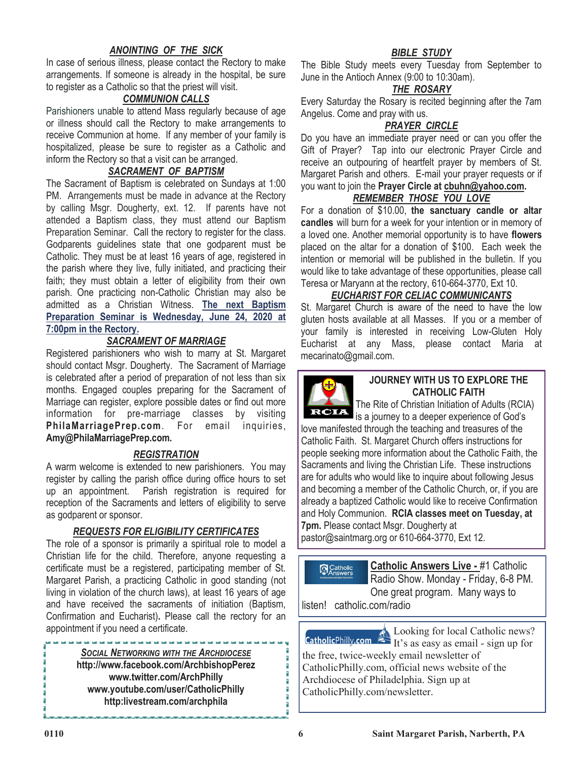### *ANOINTING OF THE SICK*

In case of serious illness, please contact the Rectory to make arrangements. If someone is already in the hospital, be sure to register as a Catholic so that the priest will visit.

### *COMMUNION CALLS*

Parishioners unable to attend Mass regularly because of age or illness should call the Rectory to make arrangements to receive Communion at home. If any member of your family is hospitalized, please be sure to register as a Catholic and inform the Rectory so that a visit can be arranged.

### *SACRAMENT OF BAPTISM*

The Sacrament of Baptism is celebrated on Sundays at 1:00 PM. Arrangements must be made in advance at the Rectory by calling Msgr. Dougherty, ext. 12. If parents have not attended a Baptism class, they must attend our Baptism Preparation Seminar. Call the rectory to register for the class. Godparents guidelines state that one godparent must be Catholic. They must be at least 16 years of age, registered in the parish where they live, fully initiated, and practicing their faith; they must obtain a letter of eligibility from their own parish. One practicing non-Catholic Christian may also be admitted as a Christian Witness. **The next Baptism Preparation Seminar is Wednesday, June 24, 2020 at 7:00pm in the Rectory.**

### *SACRAMENT OF MARRIAGE*

Registered parishioners who wish to marry at St. Margaret should contact Msgr. Dougherty. The Sacrament of Marriage is celebrated after a period of preparation of not less than six months. Engaged couples preparing for the Sacrament of Marriage can register, explore possible dates or find out more information for pre-marriage classes by visiting **PhilaMarriagePrep.com**. For email inquiries, **Amy@PhilaMarriagePrep.com.**

### *REGISTRATION*

A warm welcome is extended to new parishioners. You may register by calling the parish office during office hours to set up an appointment. Parish registration is required for reception of the Sacraments and letters of eligibility to serve as godparent or sponsor.

### *REQUESTS FOR ELIGIBILITY CERTIFICATES*

The role of a sponsor is primarily a spiritual role to model a Christian life for the child. Therefore, anyone requesting a certificate must be a registered, participating member of St. Margaret Parish, a practicing Catholic in good standing (not living in violation of the church laws), at least 16 years of age and have received the sacraments of initiation (Baptism, Confirmation and Eucharist). Please call the rectory for an appointment if you need a certificate.

*SOCIAL NETWORKING WITH THE ARCHDIOCESE*

**http://www.facebook.com/ArchbishopPerez**
**www.twitter.com/ArchPhilly**
**www.youtube.com/user/CatholicPhilly**
**http:livestream.com/archphila**

### *BIBLE STUDY*

The Bible Study meets every Tuesday from September to June in the Antioch Annex (9:00 to 10:30am).

### *THE ROSARY*

Every Saturday the Rosary is recited beginning after the 7am Angelus. Come and pray with us.

### *PRAYER CIRCLE*

Do you have an immediate prayer need or can you offer the Gift of Prayer? Tap into our electronic Prayer Circle and receive an outpouring of heartfelt prayer by members of St. Margaret Parish and others. E-mail your prayer requests or if you want to join the **Prayer Circle at cbuhn@yahoo.com.**

### *REMEMBER THOSE YOU LOVE*

For a donation of $10.00, **the sanctuary candle or altar candles** will burn for a week for your intention or in memory of a loved one. Another memorial opportunity is to have **flowers** placed on the altar for a donation of $100. Each week the intention or memorial will be published in the bulletin. If you would like to take advantage of these opportunities, please call Teresa or Maryann at the rectory, 610-664-3770, Ext 10.

### *EUCHARIST FOR CELIAC COMMUNICANTS*

St. Margaret Church is aware of the need to have the low gluten hosts available at all Masses. If you or a member of your family is interested in receiving Low-Gluten Holy Eucharist at any Mass, please contact Maria at mecarinato@gmail.com.

### JOURNEY WITH US TO EXPLORE THE CATHOLIC FAITH

RCIA

The Rite of Christian Initiation of Adults (RCIA) is a journey to a deeper experience of God's love manifested through the teaching and treasures of the Catholic Faith. St. Margaret Church offers instructions for people seeking more information about the Catholic Faith, the Sacraments and living the Christian Life. These instructions are for adults who would like to inquire about following Jesus and becoming a member of the Catholic Church, or, if you are already a baptized Catholic would like to receive Confirmation and Holy Communion. **RCIA classes meet on Tuesday, at 7pm.** Please contact Msgr. Dougherty at pastor@saintmarg.org or 610-664-3770, Ext 12.

**Catholic Answers Live -** #1 Catholic Radio Show. Monday - Friday, 6-8 PM. One great program. Many ways to listen! catholic.com/radio

Looking for local Catholic news? It's as easy as email - sign up for the free, twice-weekly email newsletter of CatholicPhilly.com, official news website of the Archdiocese of Philadelphia. Sign up at CatholicPhilly.com/newsletter.